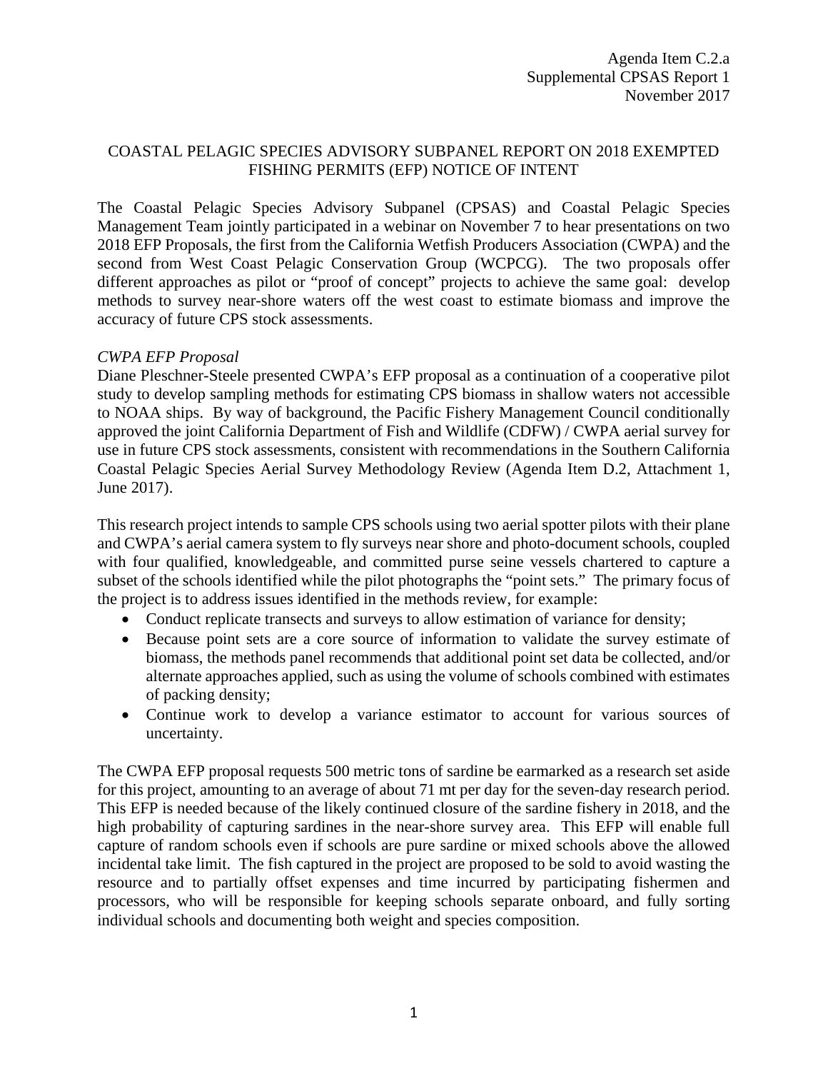Agenda Item C.2.a
Supplemental CPSAS Report 1
November 2017

# COASTAL PELAGIC SPECIES ADVISORY SUBPANEL REPORT ON 2018 EXEMPTED FISHING PERMITS (EFP) NOTICE OF INTENT

The Coastal Pelagic Species Advisory Subpanel (CPSAS) and Coastal Pelagic Species Management Team jointly participated in a webinar on November 7 to hear presentations on two 2018 EFP Proposals, the first from the California Wetfish Producers Association (CWPA) and the second from West Coast Pelagic Conservation Group (WCPCG). The two proposals offer different approaches as pilot or "proof of concept" projects to achieve the same goal: develop methods to survey near-shore waters off the west coast to estimate biomass and improve the accuracy of future CPS stock assessments.

*CWPA EFP Proposal*

Diane Pleschner-Steele presented CWPA's EFP proposal as a continuation of a cooperative pilot study to develop sampling methods for estimating CPS biomass in shallow waters not accessible to NOAA ships. By way of background, the Pacific Fishery Management Council conditionally approved the joint California Department of Fish and Wildlife (CDFW) / CWPA aerial survey for use in future CPS stock assessments, consistent with recommendations in the Southern California Coastal Pelagic Species Aerial Survey Methodology Review (Agenda Item D.2, Attachment 1, June 2017).

This research project intends to sample CPS schools using two aerial spotter pilots with their plane and CWPA's aerial camera system to fly surveys near shore and photo-document schools, coupled with four qualified, knowledgeable, and committed purse seine vessels chartered to capture a subset of the schools identified while the pilot photographs the "point sets." The primary focus of the project is to address issues identified in the methods review, for example:

- Conduct replicate transects and surveys to allow estimation of variance for density;
- Because point sets are a core source of information to validate the survey estimate of biomass, the methods panel recommends that additional point set data be collected, and/or alternate approaches applied, such as using the volume of schools combined with estimates of packing density;
- Continue work to develop a variance estimator to account for various sources of uncertainty.

The CWPA EFP proposal requests 500 metric tons of sardine be earmarked as a research set aside for this project, amounting to an average of about 71 mt per day for the seven-day research period. This EFP is needed because of the likely continued closure of the sardine fishery in 2018, and the high probability of capturing sardines in the near-shore survey area. This EFP will enable full capture of random schools even if schools are pure sardine or mixed schools above the allowed incidental take limit. The fish captured in the project are proposed to be sold to avoid wasting the resource and to partially offset expenses and time incurred by participating fishermen and processors, who will be responsible for keeping schools separate onboard, and fully sorting individual schools and documenting both weight and species composition.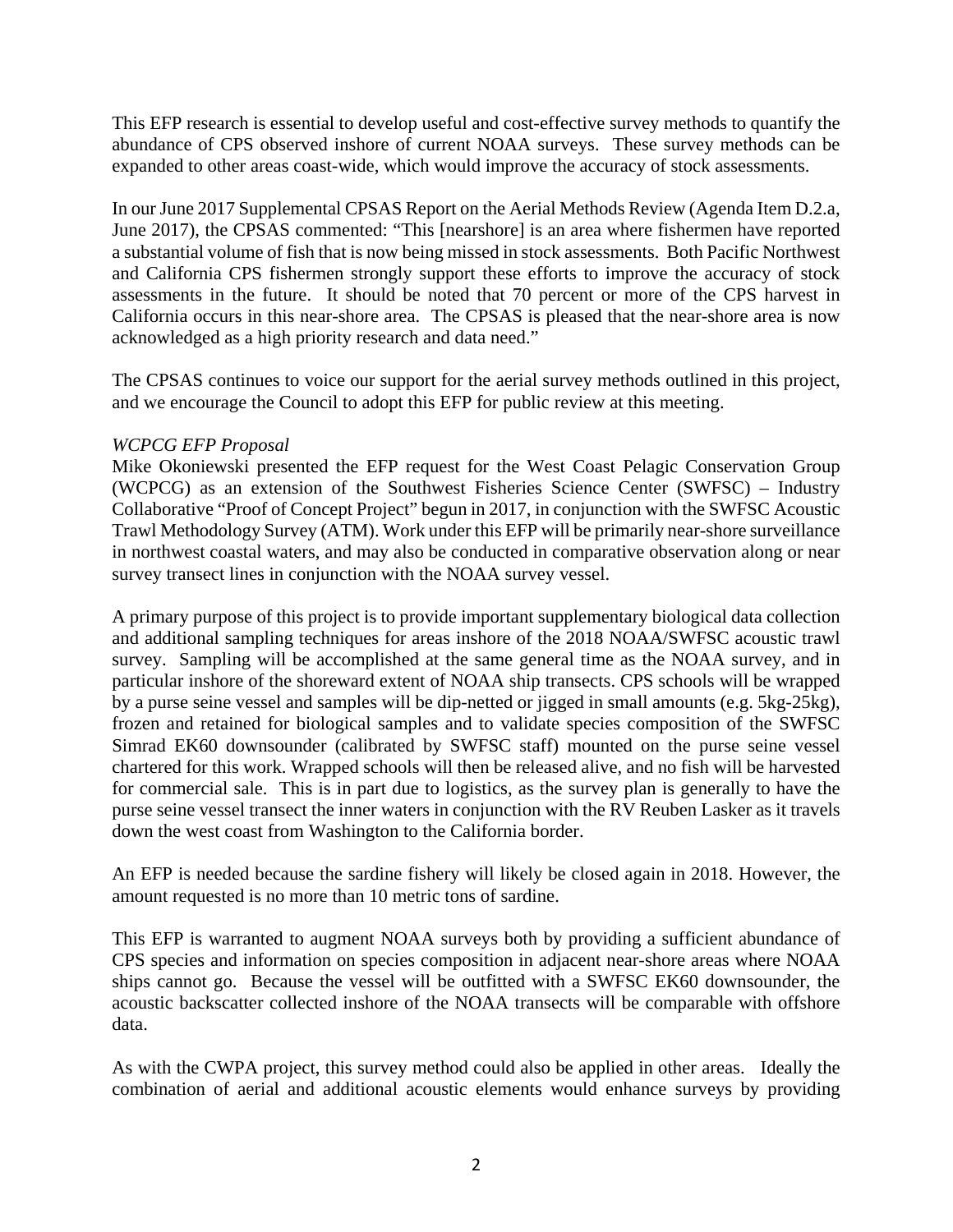This EFP research is essential to develop useful and cost-effective survey methods to quantify the abundance of CPS observed inshore of current NOAA surveys. These survey methods can be expanded to other areas coast-wide, which would improve the accuracy of stock assessments.

In our June 2017 Supplemental CPSAS Report on the Aerial Methods Review (Agenda Item D.2.a, June 2017), the CPSAS commented: "This [nearshore] is an area where fishermen have reported a substantial volume of fish that is now being missed in stock assessments. Both Pacific Northwest and California CPS fishermen strongly support these efforts to improve the accuracy of stock assessments in the future. It should be noted that 70 percent or more of the CPS harvest in California occurs in this near-shore area. The CPSAS is pleased that the near-shore area is now acknowledged as a high priority research and data need."

The CPSAS continues to voice our support for the aerial survey methods outlined in this project, and we encourage the Council to adopt this EFP for public review at this meeting.

*WCPCG EFP Proposal*

Mike Okoniewski presented the EFP request for the West Coast Pelagic Conservation Group (WCPCG) as an extension of the Southwest Fisheries Science Center (SWFSC) – Industry Collaborative "Proof of Concept Project" begun in 2017, in conjunction with the SWFSC Acoustic Trawl Methodology Survey (ATM). Work under this EFP will be primarily near-shore surveillance in northwest coastal waters, and may also be conducted in comparative observation along or near survey transect lines in conjunction with the NOAA survey vessel.

A primary purpose of this project is to provide important supplementary biological data collection and additional sampling techniques for areas inshore of the 2018 NOAA/SWFSC acoustic trawl survey. Sampling will be accomplished at the same general time as the NOAA survey, and in particular inshore of the shoreward extent of NOAA ship transects. CPS schools will be wrapped by a purse seine vessel and samples will be dip-netted or jigged in small amounts (e.g. 5kg-25kg), frozen and retained for biological samples and to validate species composition of the SWFSC Simrad EK60 downsounder (calibrated by SWFSC staff) mounted on the purse seine vessel chartered for this work. Wrapped schools will then be released alive, and no fish will be harvested for commercial sale. This is in part due to logistics, as the survey plan is generally to have the purse seine vessel transect the inner waters in conjunction with the RV Reuben Lasker as it travels down the west coast from Washington to the California border.

An EFP is needed because the sardine fishery will likely be closed again in 2018. However, the amount requested is no more than 10 metric tons of sardine.

This EFP is warranted to augment NOAA surveys both by providing a sufficient abundance of CPS species and information on species composition in adjacent near-shore areas where NOAA ships cannot go. Because the vessel will be outfitted with a SWFSC EK60 downsounder, the acoustic backscatter collected inshore of the NOAA transects will be comparable with offshore data.

As with the CWPA project, this survey method could also be applied in other areas. Ideally the combination of aerial and additional acoustic elements would enhance surveys by providing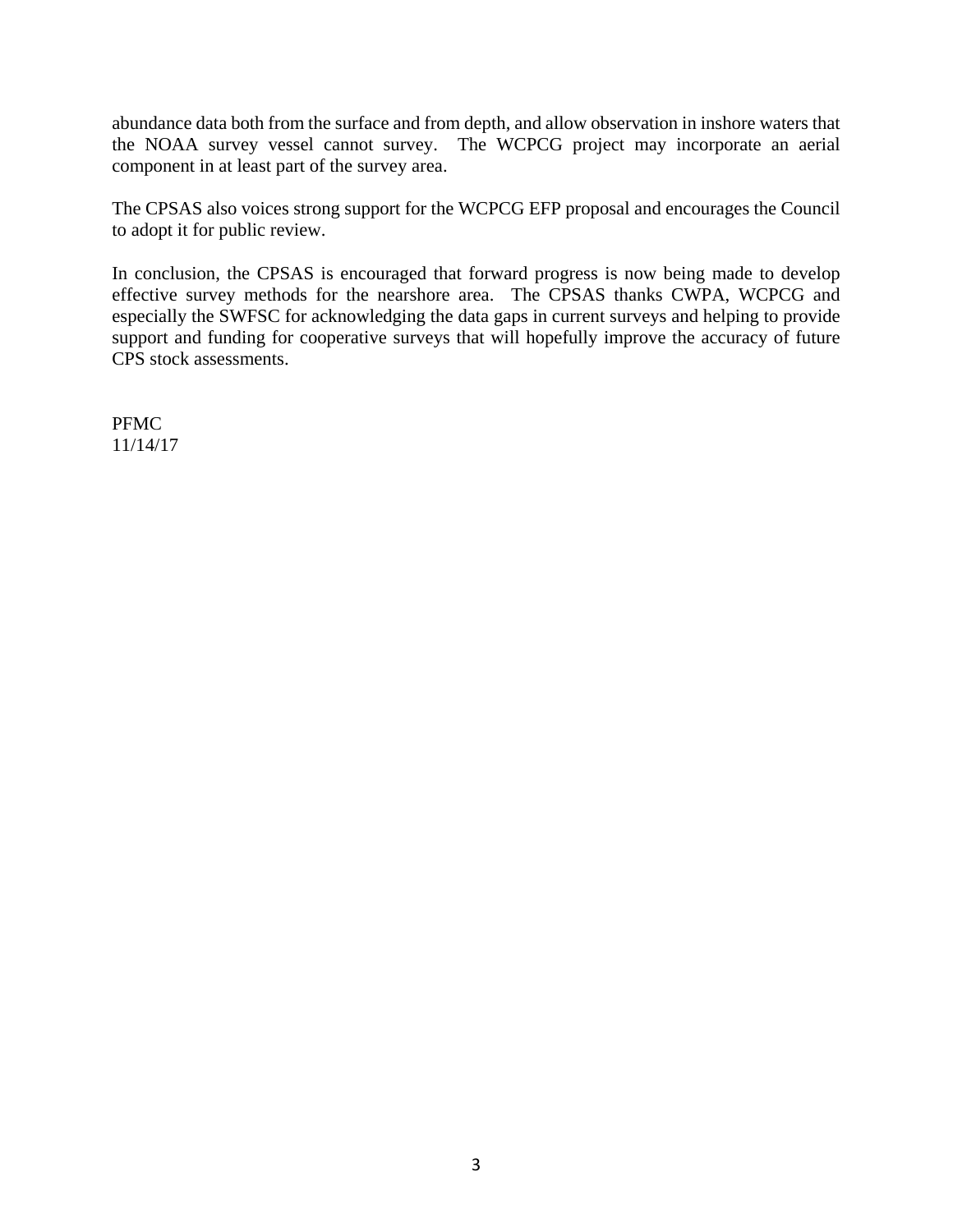abundance data both from the surface and from depth, and allow observation in inshore waters that the NOAA survey vessel cannot survey. The WCPCG project may incorporate an aerial component in at least part of the survey area.

The CPSAS also voices strong support for the WCPCG EFP proposal and encourages the Council to adopt it for public review.

In conclusion, the CPSAS is encouraged that forward progress is now being made to develop effective survey methods for the nearshore area. The CPSAS thanks CWPA, WCPCG and especially the SWFSC for acknowledging the data gaps in current surveys and helping to provide support and funding for cooperative surveys that will hopefully improve the accuracy of future CPS stock assessments.

PFMC
11/14/17